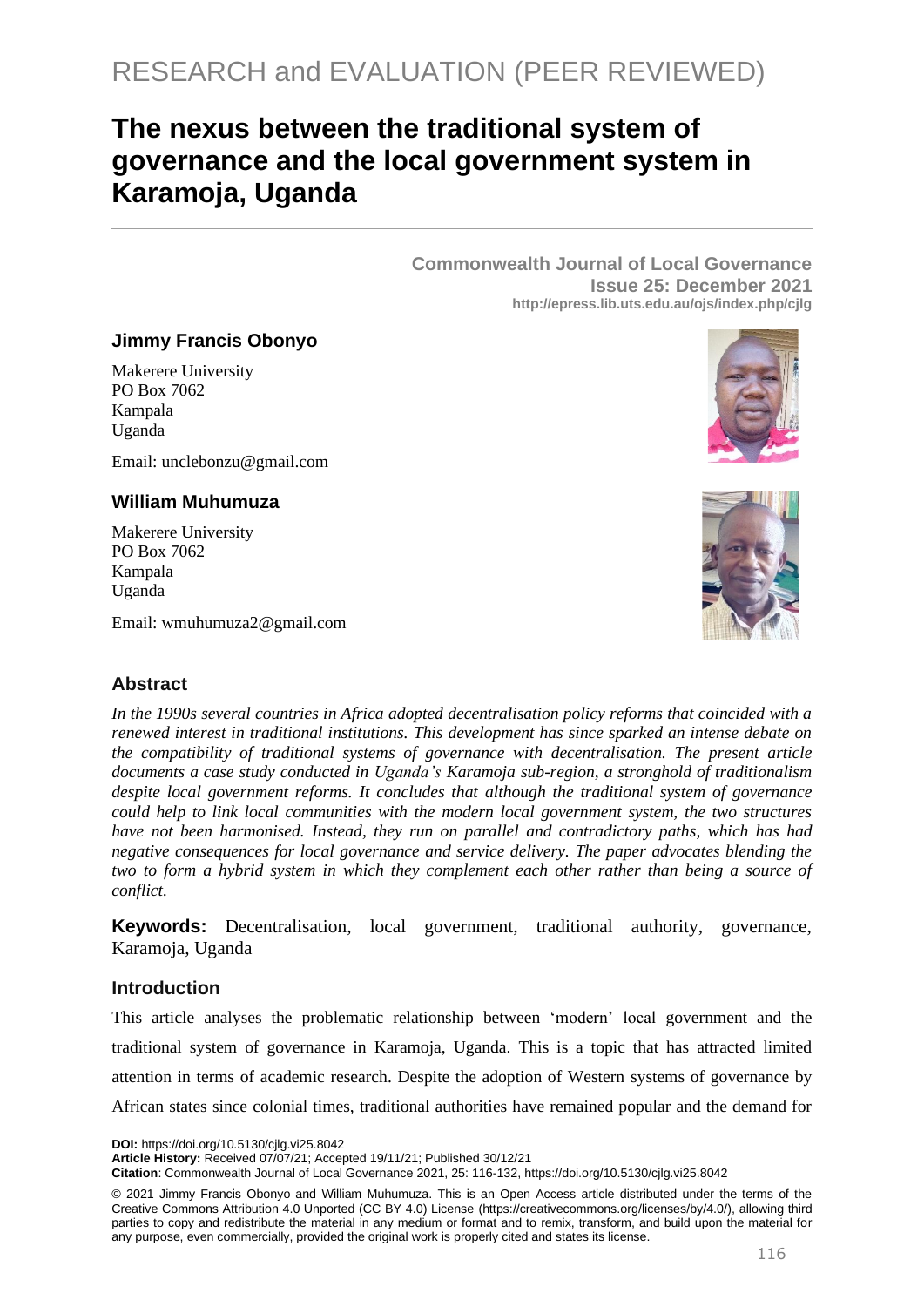RESEARCH and EVALUATION (PEER REVIEWED)

# The nexus between the traditional system of governance and the local government system in Karamoja, Uganda

**Commonwealth Journal of Local Governance**
**Issue 25: December 2021**
**http://epress.lib.uts.edu.au/ojs/index.php/cjlg**

### Jimmy Francis Obonyo

Makerere University
PO Box 7062
Kampala
Uganda

Email: unclebonzu@gmail.com

### William Muhumuza

Makerere University
PO Box 7062
Kampala
Uganda

Email: wmuhumuza2@gmail.com

## Abstract

*In the 1990s several countries in Africa adopted decentralisation policy reforms that coincided with a renewed interest in traditional institutions. This development has since sparked an intense debate on the compatibility of traditional systems of governance with decentralisation. The present article documents a case study conducted in Uganda's Karamoja sub-region, a stronghold of traditionalism despite local government reforms. It concludes that although the traditional system of governance could help to link local communities with the modern local government system, the two structures have not been harmonised. Instead, they run on parallel and contradictory paths, which has had negative consequences for local governance and service delivery. The paper advocates blending the two to form a hybrid system in which they complement each other rather than being a source of conflict.*

**Keywords:** Decentralisation, local government, traditional authority, governance, Karamoja, Uganda

## Introduction

This article analyses the problematic relationship between 'modern' local government and the traditional system of governance in Karamoja, Uganda. This is a topic that has attracted limited attention in terms of academic research. Despite the adoption of Western systems of governance by African states since colonial times, traditional authorities have remained popular and the demand for

**DOI:** https://doi.org/10.5130/cjlg.vi25.8042
**Article History:** Received 07/07/21; Accepted 19/11/21; Published 30/12/21
**Citation**: Commonwealth Journal of Local Governance 2021, 25: 116-132, https://doi.org/10.5130/cjlg.vi25.8042

© 2021 Jimmy Francis Obonyo and William Muhumuza. This is an Open Access article distributed under the terms of the Creative Commons Attribution 4.0 Unported (CC BY 4.0) License (https://creativecommons.org/licenses/by/4.0/), allowing third parties to copy and redistribute the material in any medium or format and to remix, transform, and build upon the material for any purpose, even commercially, provided the original work is properly cited and states its license.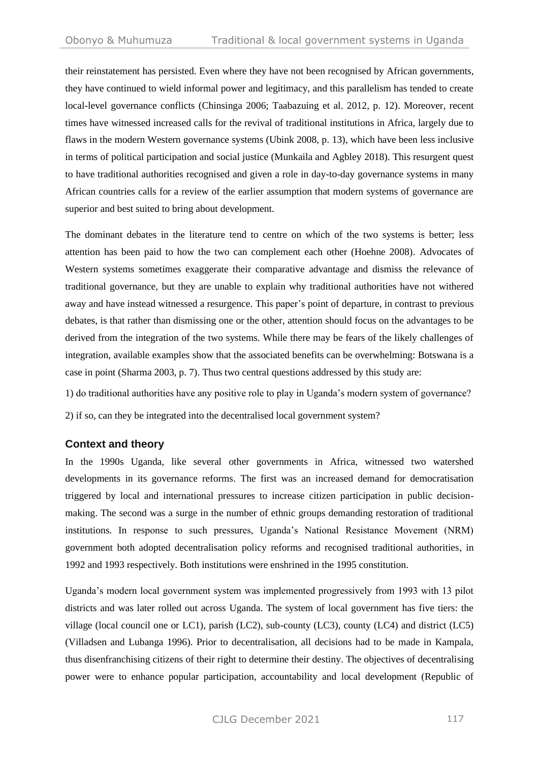their reinstatement has persisted. Even where they have not been recognised by African governments, they have continued to wield informal power and legitimacy, and this parallelism has tended to create local-level governance conflicts (Chinsinga 2006; Taabazuing et al. 2012, p. 12). Moreover, recent times have witnessed increased calls for the revival of traditional institutions in Africa, largely due to flaws in the modern Western governance systems (Ubink 2008, p. 13), which have been less inclusive in terms of political participation and social justice (Munkaila and Agbley 2018). This resurgent quest to have traditional authorities recognised and given a role in day-to-day governance systems in many African countries calls for a review of the earlier assumption that modern systems of governance are superior and best suited to bring about development.

The dominant debates in the literature tend to centre on which of the two systems is better; less attention has been paid to how the two can complement each other (Hoehne 2008). Advocates of Western systems sometimes exaggerate their comparative advantage and dismiss the relevance of traditional governance, but they are unable to explain why traditional authorities have not withered away and have instead witnessed a resurgence. This paper's point of departure, in contrast to previous debates, is that rather than dismissing one or the other, attention should focus on the advantages to be derived from the integration of the two systems. While there may be fears of the likely challenges of integration, available examples show that the associated benefits can be overwhelming: Botswana is a case in point (Sharma 2003, p. 7). Thus two central questions addressed by this study are:

1) do traditional authorities have any positive role to play in Uganda's modern system of governance?

2) if so, can they be integrated into the decentralised local government system?

## Context and theory

In the 1990s Uganda, like several other governments in Africa, witnessed two watershed developments in its governance reforms. The first was an increased demand for democratisation triggered by local and international pressures to increase citizen participation in public decision-making. The second was a surge in the number of ethnic groups demanding restoration of traditional institutions. In response to such pressures, Uganda's National Resistance Movement (NRM) government both adopted decentralisation policy reforms and recognised traditional authorities, in 1992 and 1993 respectively. Both institutions were enshrined in the 1995 constitution.

Uganda's modern local government system was implemented progressively from 1993 with 13 pilot districts and was later rolled out across Uganda. The system of local government has five tiers: the village (local council one or LC1), parish (LC2), sub-county (LC3), county (LC4) and district (LC5) (Villadsen and Lubanga 1996). Prior to decentralisation, all decisions had to be made in Kampala, thus disenfranchising citizens of their right to determine their destiny. The objectives of decentralising power were to enhance popular participation, accountability and local development (Republic of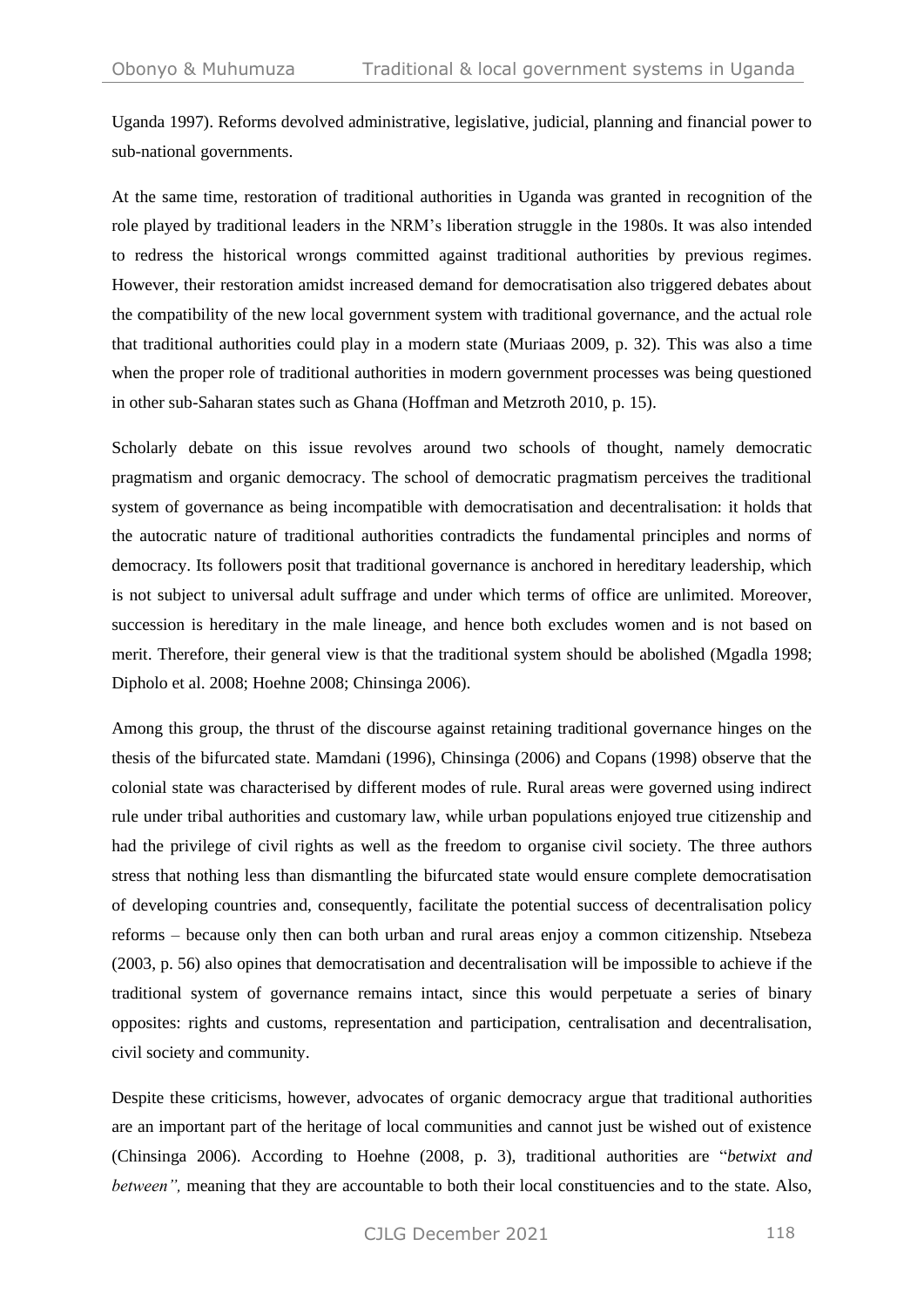Uganda 1997). Reforms devolved administrative, legislative, judicial, planning and financial power to sub-national governments.

At the same time, restoration of traditional authorities in Uganda was granted in recognition of the role played by traditional leaders in the NRM's liberation struggle in the 1980s. It was also intended to redress the historical wrongs committed against traditional authorities by previous regimes. However, their restoration amidst increased demand for democratisation also triggered debates about the compatibility of the new local government system with traditional governance, and the actual role that traditional authorities could play in a modern state (Muriaas 2009, p. 32). This was also a time when the proper role of traditional authorities in modern government processes was being questioned in other sub-Saharan states such as Ghana (Hoffman and Metzroth 2010, p. 15).

Scholarly debate on this issue revolves around two schools of thought, namely democratic pragmatism and organic democracy. The school of democratic pragmatism perceives the traditional system of governance as being incompatible with democratisation and decentralisation: it holds that the autocratic nature of traditional authorities contradicts the fundamental principles and norms of democracy. Its followers posit that traditional governance is anchored in hereditary leadership, which is not subject to universal adult suffrage and under which terms of office are unlimited. Moreover, succession is hereditary in the male lineage, and hence both excludes women and is not based on merit. Therefore, their general view is that the traditional system should be abolished (Mgadla 1998; Dipholo et al. 2008; Hoehne 2008; Chinsinga 2006).

Among this group, the thrust of the discourse against retaining traditional governance hinges on the thesis of the bifurcated state. Mamdani (1996), Chinsinga (2006) and Copans (1998) observe that the colonial state was characterised by different modes of rule. Rural areas were governed using indirect rule under tribal authorities and customary law, while urban populations enjoyed true citizenship and had the privilege of civil rights as well as the freedom to organise civil society. The three authors stress that nothing less than dismantling the bifurcated state would ensure complete democratisation of developing countries and, consequently, facilitate the potential success of decentralisation policy reforms – because only then can both urban and rural areas enjoy a common citizenship. Ntsebeza (2003, p. 56) also opines that democratisation and decentralisation will be impossible to achieve if the traditional system of governance remains intact, since this would perpetuate a series of binary opposites: rights and customs, representation and participation, centralisation and decentralisation, civil society and community.

Despite these criticisms, however, advocates of organic democracy argue that traditional authorities are an important part of the heritage of local communities and cannot just be wished out of existence (Chinsinga 2006). According to Hoehne (2008, p. 3), traditional authorities are "*betwixt and between",* meaning that they are accountable to both their local constituencies and to the state. Also,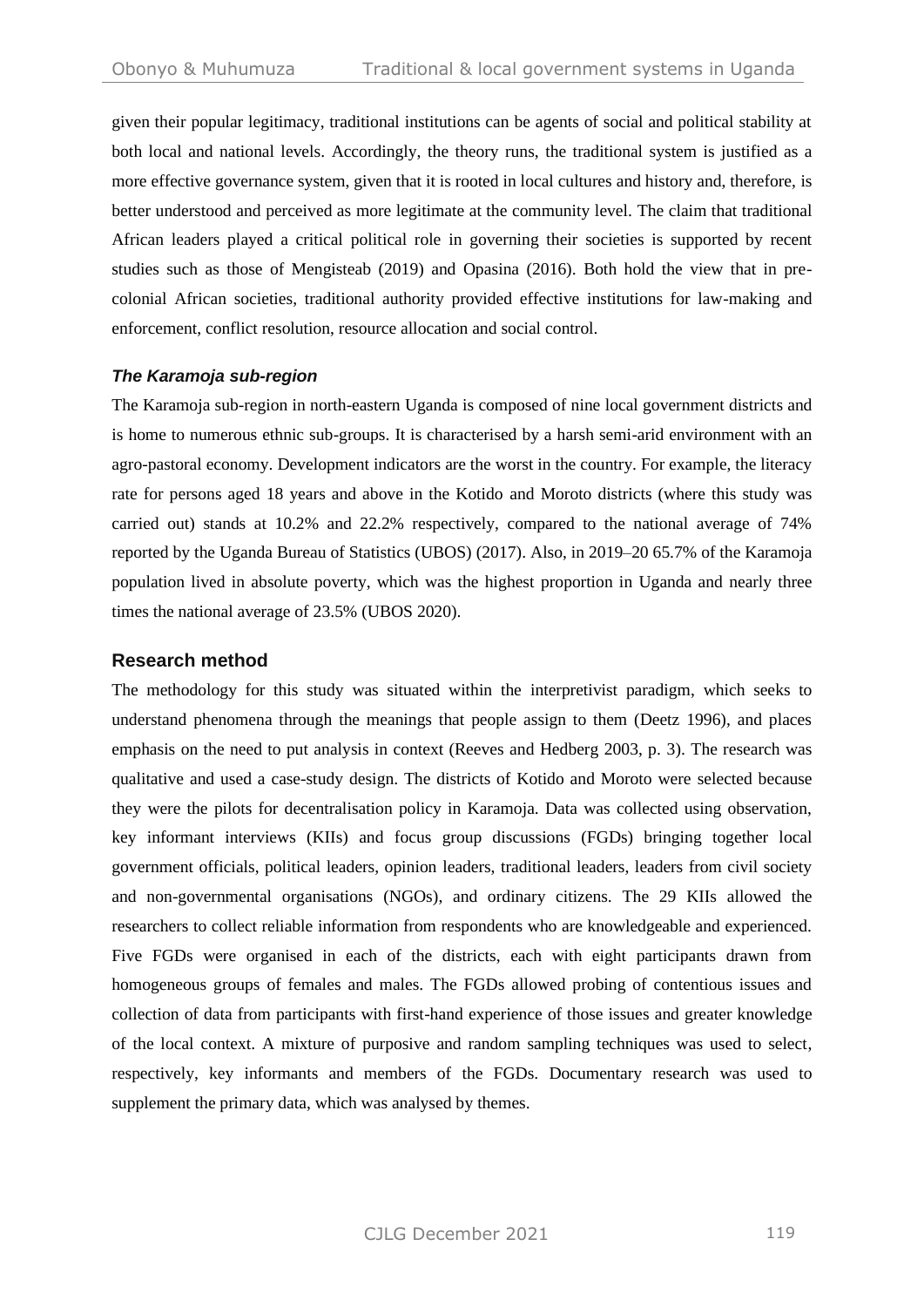given their popular legitimacy, traditional institutions can be agents of social and political stability at both local and national levels. Accordingly, the theory runs, the traditional system is justified as a more effective governance system, given that it is rooted in local cultures and history and, therefore, is better understood and perceived as more legitimate at the community level. The claim that traditional African leaders played a critical political role in governing their societies is supported by recent studies such as those of Mengisteab (2019) and Opasina (2016). Both hold the view that in pre-colonial African societies, traditional authority provided effective institutions for law-making and enforcement, conflict resolution, resource allocation and social control.

### *The Karamoja sub-region*

The Karamoja sub-region in north-eastern Uganda is composed of nine local government districts and is home to numerous ethnic sub-groups. It is characterised by a harsh semi-arid environment with an agro-pastoral economy. Development indicators are the worst in the country. For example, the literacy rate for persons aged 18 years and above in the Kotido and Moroto districts (where this study was carried out) stands at 10.2% and 22.2% respectively, compared to the national average of 74% reported by the Uganda Bureau of Statistics (UBOS) (2017). Also, in 2019–20 65.7% of the Karamoja population lived in absolute poverty, which was the highest proportion in Uganda and nearly three times the national average of 23.5% (UBOS 2020).

## Research method

The methodology for this study was situated within the interpretivist paradigm, which seeks to understand phenomena through the meanings that people assign to them (Deetz 1996), and places emphasis on the need to put analysis in context (Reeves and Hedberg 2003, p. 3). The research was qualitative and used a case-study design. The districts of Kotido and Moroto were selected because they were the pilots for decentralisation policy in Karamoja. Data was collected using observation, key informant interviews (KIIs) and focus group discussions (FGDs) bringing together local government officials, political leaders, opinion leaders, traditional leaders, leaders from civil society and non-governmental organisations (NGOs), and ordinary citizens. The 29 KIIs allowed the researchers to collect reliable information from respondents who are knowledgeable and experienced. Five FGDs were organised in each of the districts, each with eight participants drawn from homogeneous groups of females and males. The FGDs allowed probing of contentious issues and collection of data from participants with first-hand experience of those issues and greater knowledge of the local context. A mixture of purposive and random sampling techniques was used to select, respectively, key informants and members of the FGDs. Documentary research was used to supplement the primary data, which was analysed by themes.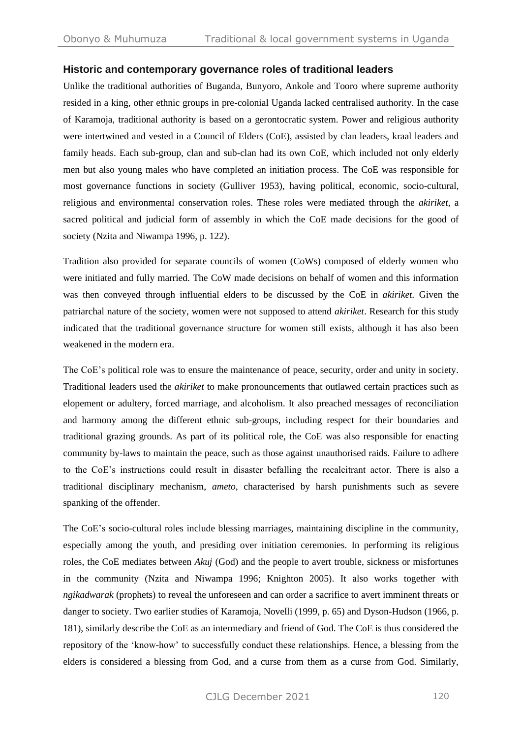## Historic and contemporary governance roles of traditional leaders

Unlike the traditional authorities of Buganda, Bunyoro, Ankole and Tooro where supreme authority resided in a king, other ethnic groups in pre-colonial Uganda lacked centralised authority. In the case of Karamoja, traditional authority is based on a gerontocratic system. Power and religious authority were intertwined and vested in a Council of Elders (CoE), assisted by clan leaders, kraal leaders and family heads. Each sub-group, clan and sub-clan had its own CoE, which included not only elderly men but also young males who have completed an initiation process. The CoE was responsible for most governance functions in society (Gulliver 1953), having political, economic, socio-cultural, religious and environmental conservation roles. These roles were mediated through the *akiriket*, a sacred political and judicial form of assembly in which the CoE made decisions for the good of society (Nzita and Niwampa 1996, p. 122).

Tradition also provided for separate councils of women (CoWs) composed of elderly women who were initiated and fully married. The CoW made decisions on behalf of women and this information was then conveyed through influential elders to be discussed by the CoE in *akiriket.* Given the patriarchal nature of the society, women were not supposed to attend *akiriket*. Research for this study indicated that the traditional governance structure for women still exists, although it has also been weakened in the modern era.

The CoE's political role was to ensure the maintenance of peace, security, order and unity in society. Traditional leaders used the *akiriket* to make pronouncements that outlawed certain practices such as elopement or adultery, forced marriage, and alcoholism. It also preached messages of reconciliation and harmony among the different ethnic sub-groups, including respect for their boundaries and traditional grazing grounds. As part of its political role, the CoE was also responsible for enacting community by-laws to maintain the peace, such as those against unauthorised raids. Failure to adhere to the CoE's instructions could result in disaster befalling the recalcitrant actor. There is also a traditional disciplinary mechanism, *ameto*, characterised by harsh punishments such as severe spanking of the offender.

The CoE's socio-cultural roles include blessing marriages, maintaining discipline in the community, especially among the youth, and presiding over initiation ceremonies. In performing its religious roles, the CoE mediates between *Akuj* (God) and the people to avert trouble, sickness or misfortunes in the community (Nzita and Niwampa 1996; Knighton 2005). It also works together with *ngikadwarak* (prophets) to reveal the unforeseen and can order a sacrifice to avert imminent threats or danger to society. Two earlier studies of Karamoja, Novelli (1999, p. 65) and Dyson-Hudson (1966, p. 181), similarly describe the CoE as an intermediary and friend of God. The CoE is thus considered the repository of the 'know-how' to successfully conduct these relationships. Hence, a blessing from the elders is considered a blessing from God, and a curse from them as a curse from God. Similarly,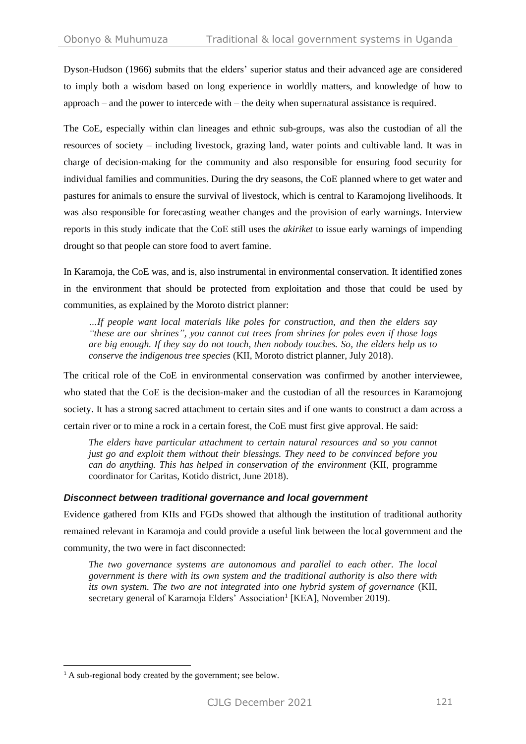Dyson-Hudson (1966) submits that the elders' superior status and their advanced age are considered to imply both a wisdom based on long experience in worldly matters, and knowledge of how to approach – and the power to intercede with – the deity when supernatural assistance is required.

The CoE, especially within clan lineages and ethnic sub-groups, was also the custodian of all the resources of society – including livestock, grazing land, water points and cultivable land. It was in charge of decision-making for the community and also responsible for ensuring food security for individual families and communities. During the dry seasons, the CoE planned where to get water and pastures for animals to ensure the survival of livestock, which is central to Karamojong livelihoods. It was also responsible for forecasting weather changes and the provision of early warnings. Interview reports in this study indicate that the CoE still uses the *akiriket* to issue early warnings of impending drought so that people can store food to avert famine.

In Karamoja, the CoE was, and is, also instrumental in environmental conservation. It identified zones in the environment that should be protected from exploitation and those that could be used by communities, as explained by the Moroto district planner:

> *…If people want local materials like poles for construction, and then the elders say "these are our shrines", you cannot cut trees from shrines for poles even if those logs are big enough. If they say do not touch, then nobody touches. So, the elders help us to conserve the indigenous tree species* (KII, Moroto district planner, July 2018).

The critical role of the CoE in environmental conservation was confirmed by another interviewee, who stated that the CoE is the decision-maker and the custodian of all the resources in Karamojong society. It has a strong sacred attachment to certain sites and if one wants to construct a dam across a certain river or to mine a rock in a certain forest, the CoE must first give approval. He said:

> *The elders have particular attachment to certain natural resources and so you cannot just go and exploit them without their blessings. They need to be convinced before you can do anything. This has helped in conservation of the environment* (KII, programme coordinator for Caritas, Kotido district, June 2018).

### *Disconnect between traditional governance and local government*

Evidence gathered from KIIs and FGDs showed that although the institution of traditional authority remained relevant in Karamoja and could provide a useful link between the local government and the community, the two were in fact disconnected:

> *The two governance systems are autonomous and parallel to each other. The local government is there with its own system and the traditional authority is also there with its own system. The two are not integrated into one hybrid system of governance* (KII, secretary general of Karamoja Elders' Association[1] [KEA], November 2019).

---

[1] A sub-regional body created by the government; see below.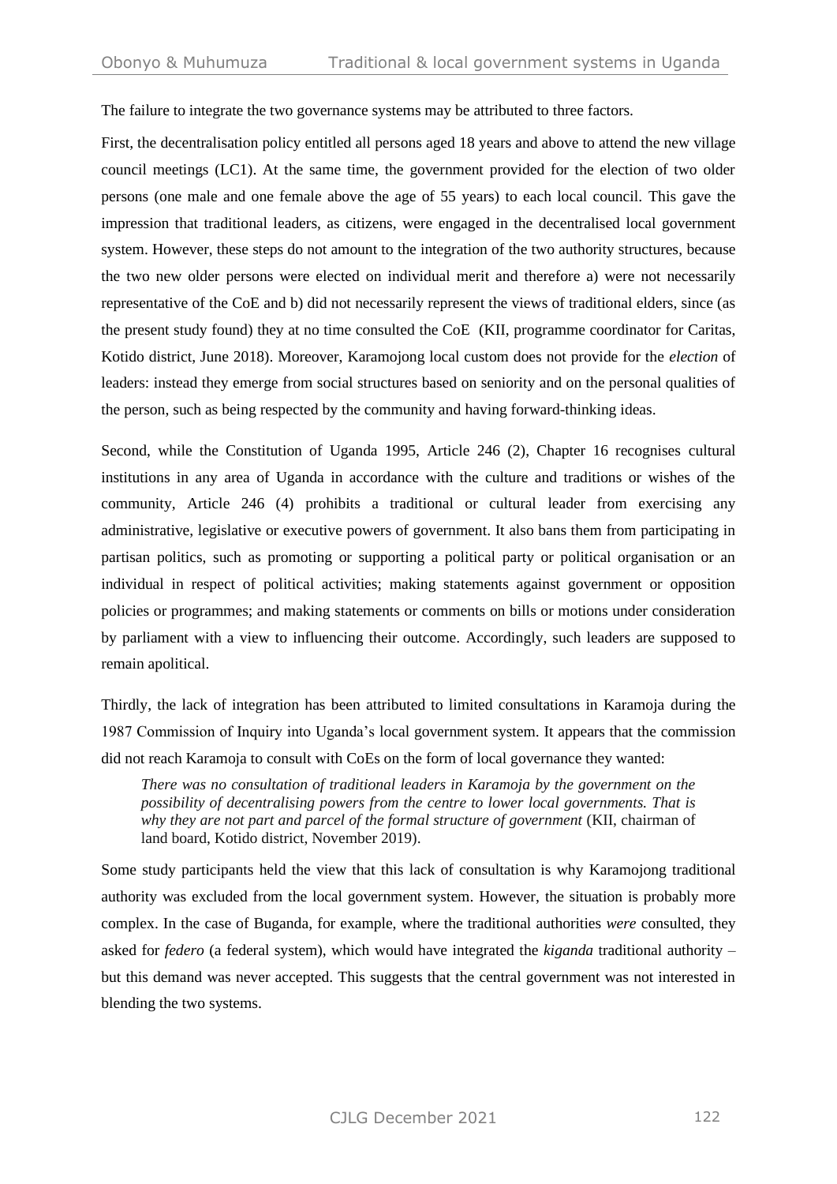The failure to integrate the two governance systems may be attributed to three factors.

First, the decentralisation policy entitled all persons aged 18 years and above to attend the new village council meetings (LC1). At the same time, the government provided for the election of two older persons (one male and one female above the age of 55 years) to each local council. This gave the impression that traditional leaders, as citizens, were engaged in the decentralised local government system. However, these steps do not amount to the integration of the two authority structures, because the two new older persons were elected on individual merit and therefore a) were not necessarily representative of the CoE and b) did not necessarily represent the views of traditional elders, since (as the present study found) they at no time consulted the CoE (KII, programme coordinator for Caritas, Kotido district, June 2018). Moreover, Karamojong local custom does not provide for the *election* of leaders: instead they emerge from social structures based on seniority and on the personal qualities of the person, such as being respected by the community and having forward-thinking ideas.

Second, while the Constitution of Uganda 1995, Article 246 (2), Chapter 16 recognises cultural institutions in any area of Uganda in accordance with the culture and traditions or wishes of the community, Article 246 (4) prohibits a traditional or cultural leader from exercising any administrative, legislative or executive powers of government. It also bans them from participating in partisan politics, such as promoting or supporting a political party or political organisation or an individual in respect of political activities; making statements against government or opposition policies or programmes; and making statements or comments on bills or motions under consideration by parliament with a view to influencing their outcome. Accordingly, such leaders are supposed to remain apolitical.

Thirdly, the lack of integration has been attributed to limited consultations in Karamoja during the 1987 Commission of Inquiry into Uganda's local government system. It appears that the commission did not reach Karamoja to consult with CoEs on the form of local governance they wanted:

> *There was no consultation of traditional leaders in Karamoja by the government on the possibility of decentralising powers from the centre to lower local governments. That is why they are not part and parcel of the formal structure of government* (KII, chairman of land board, Kotido district, November 2019).

Some study participants held the view that this lack of consultation is why Karamojong traditional authority was excluded from the local government system. However, the situation is probably more complex. In the case of Buganda, for example, where the traditional authorities *were* consulted, they asked for *federo* (a federal system), which would have integrated the *kiganda* traditional authority – but this demand was never accepted. This suggests that the central government was not interested in blending the two systems.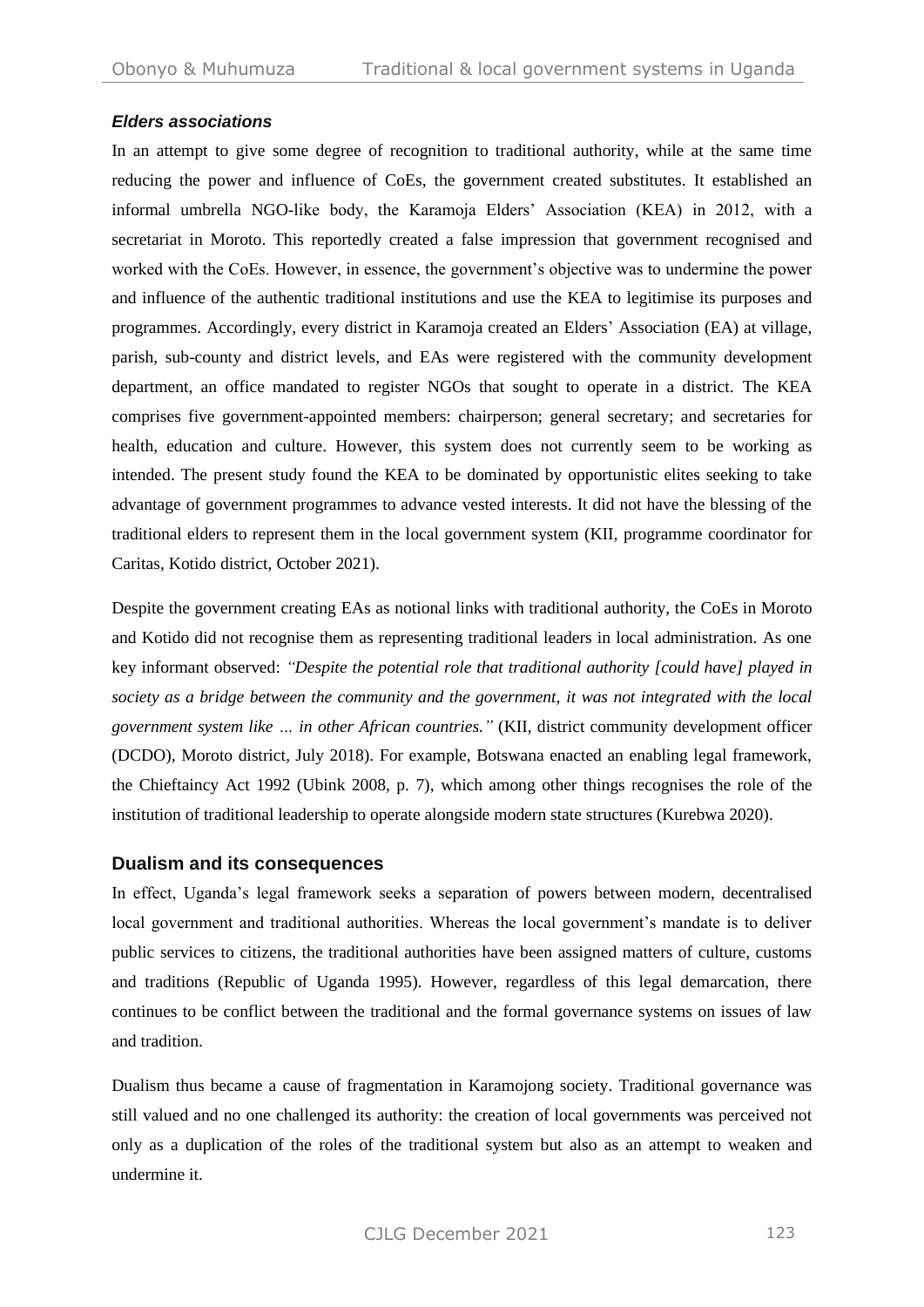#### *Elders associations*

In an attempt to give some degree of recognition to traditional authority, while at the same time reducing the power and influence of CoEs, the government created substitutes. It established an informal umbrella NGO-like body, the Karamoja Elders' Association (KEA) in 2012, with a secretariat in Moroto. This reportedly created a false impression that government recognised and worked with the CoEs. However, in essence, the government's objective was to undermine the power and influence of the authentic traditional institutions and use the KEA to legitimise its purposes and programmes. Accordingly, every district in Karamoja created an Elders' Association (EA) at village, parish, sub-county and district levels, and EAs were registered with the community development department, an office mandated to register NGOs that sought to operate in a district. The KEA comprises five government-appointed members: chairperson; general secretary; and secretaries for health, education and culture. However, this system does not currently seem to be working as intended. The present study found the KEA to be dominated by opportunistic elites seeking to take advantage of government programmes to advance vested interests. It did not have the blessing of the traditional elders to represent them in the local government system (KII, programme coordinator for Caritas, Kotido district, October 2021).

Despite the government creating EAs as notional links with traditional authority, the CoEs in Moroto and Kotido did not recognise them as representing traditional leaders in local administration. As one key informant observed: *"Despite the potential role that traditional authority [could have] played in society as a bridge between the community and the government, it was not integrated with the local government system like … in other African countries."* (KII, district community development officer (DCDO), Moroto district, July 2018). For example, Botswana enacted an enabling legal framework, the Chieftaincy Act 1992 (Ubink 2008, p. 7), which among other things recognises the role of the institution of traditional leadership to operate alongside modern state structures (Kurebwa 2020).

## Dualism and its consequences

In effect, Uganda's legal framework seeks a separation of powers between modern, decentralised local government and traditional authorities. Whereas the local government's mandate is to deliver public services to citizens, the traditional authorities have been assigned matters of culture, customs and traditions (Republic of Uganda 1995). However, regardless of this legal demarcation, there continues to be conflict between the traditional and the formal governance systems on issues of law and tradition.

Dualism thus became a cause of fragmentation in Karamojong society. Traditional governance was still valued and no one challenged its authority: the creation of local governments was perceived not only as a duplication of the roles of the traditional system but also as an attempt to weaken and undermine it.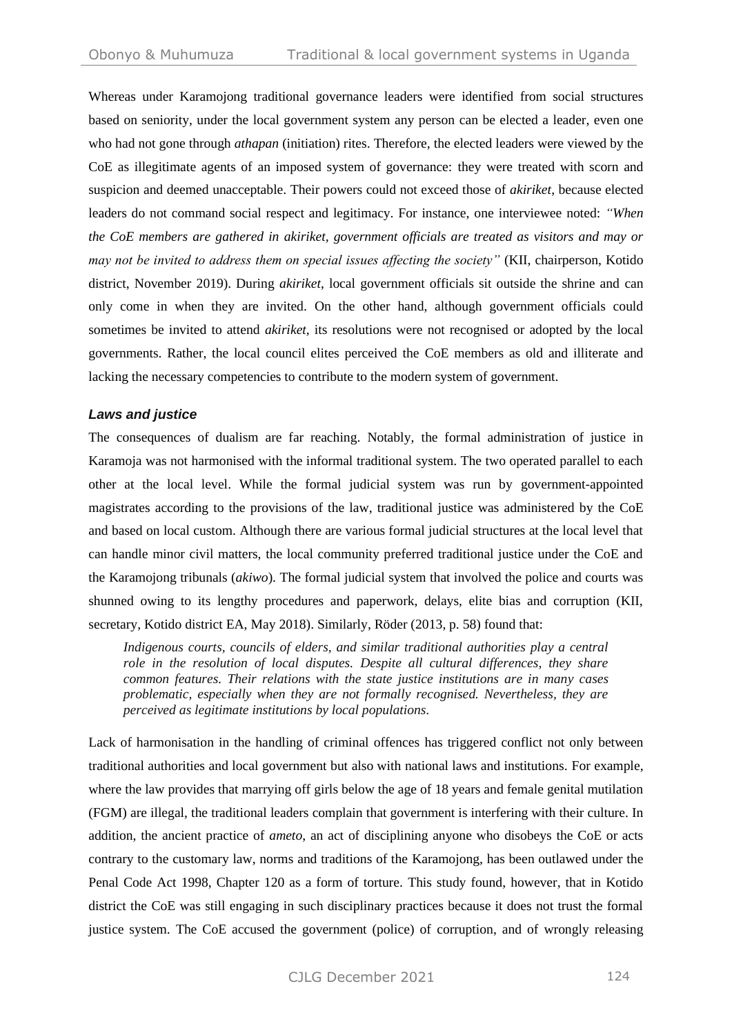Whereas under Karamojong traditional governance leaders were identified from social structures based on seniority, under the local government system any person can be elected a leader, even one who had not gone through *athapan* (initiation) rites. Therefore, the elected leaders were viewed by the CoE as illegitimate agents of an imposed system of governance: they were treated with scorn and suspicion and deemed unacceptable. Their powers could not exceed those of *akiriket*, because elected leaders do not command social respect and legitimacy. For instance, one interviewee noted: *"When the CoE members are gathered in akiriket, government officials are treated as visitors and may or may not be invited to address them on special issues affecting the society"* (KII, chairperson, Kotido district, November 2019). During *akiriket*, local government officials sit outside the shrine and can only come in when they are invited. On the other hand, although government officials could sometimes be invited to attend *akiriket*, its resolutions were not recognised or adopted by the local governments. Rather, the local council elites perceived the CoE members as old and illiterate and lacking the necessary competencies to contribute to the modern system of government.

### *Laws and justice*

The consequences of dualism are far reaching. Notably, the formal administration of justice in Karamoja was not harmonised with the informal traditional system. The two operated parallel to each other at the local level. While the formal judicial system was run by government-appointed magistrates according to the provisions of the law, traditional justice was administered by the CoE and based on local custom. Although there are various formal judicial structures at the local level that can handle minor civil matters, the local community preferred traditional justice under the CoE and the Karamojong tribunals (*akiwo*). The formal judicial system that involved the police and courts was shunned owing to its lengthy procedures and paperwork, delays, elite bias and corruption (KII, secretary, Kotido district EA, May 2018). Similarly, Röder (2013, p. 58) found that:

> *Indigenous courts, councils of elders, and similar traditional authorities play a central role in the resolution of local disputes. Despite all cultural differences, they share common features. Their relations with the state justice institutions are in many cases problematic, especially when they are not formally recognised. Nevertheless, they are perceived as legitimate institutions by local populations.*

Lack of harmonisation in the handling of criminal offences has triggered conflict not only between traditional authorities and local government but also with national laws and institutions. For example, where the law provides that marrying off girls below the age of 18 years and female genital mutilation (FGM) are illegal, the traditional leaders complain that government is interfering with their culture. In addition, the ancient practice of *ameto*, an act of disciplining anyone who disobeys the CoE or acts contrary to the customary law, norms and traditions of the Karamojong, has been outlawed under the Penal Code Act 1998, Chapter 120 as a form of torture. This study found, however, that in Kotido district the CoE was still engaging in such disciplinary practices because it does not trust the formal justice system. The CoE accused the government (police) of corruption, and of wrongly releasing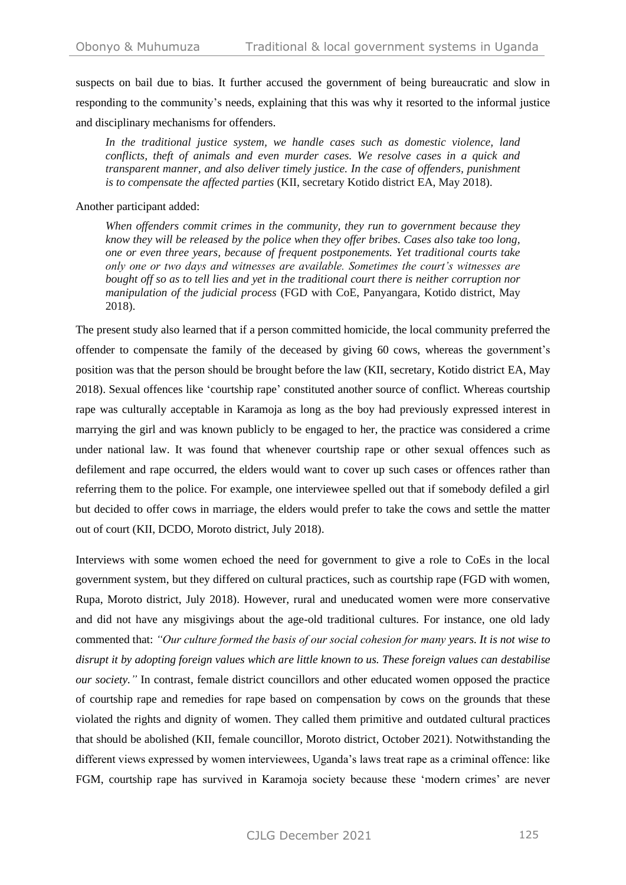suspects on bail due to bias. It further accused the government of being bureaucratic and slow in responding to the community's needs, explaining that this was why it resorted to the informal justice and disciplinary mechanisms for offenders.

> *In the traditional justice system, we handle cases such as domestic violence, land conflicts, theft of animals and even murder cases. We resolve cases in a quick and transparent manner, and also deliver timely justice. In the case of offenders, punishment is to compensate the affected parties* (KII, secretary Kotido district EA, May 2018).

Another participant added:

> *When offenders commit crimes in the community, they run to government because they know they will be released by the police when they offer bribes. Cases also take too long, one or even three years, because of frequent postponements. Yet traditional courts take only one or two days and witnesses are available. Sometimes the court's witnesses are bought off so as to tell lies and yet in the traditional court there is neither corruption nor manipulation of the judicial process* (FGD with CoE, Panyangara, Kotido district, May 2018).

The present study also learned that if a person committed homicide, the local community preferred the offender to compensate the family of the deceased by giving 60 cows, whereas the government's position was that the person should be brought before the law (KII, secretary, Kotido district EA, May 2018). Sexual offences like 'courtship rape' constituted another source of conflict. Whereas courtship rape was culturally acceptable in Karamoja as long as the boy had previously expressed interest in marrying the girl and was known publicly to be engaged to her, the practice was considered a crime under national law. It was found that whenever courtship rape or other sexual offences such as defilement and rape occurred, the elders would want to cover up such cases or offences rather than referring them to the police. For example, one interviewee spelled out that if somebody defiled a girl but decided to offer cows in marriage, the elders would prefer to take the cows and settle the matter out of court (KII, DCDO, Moroto district, July 2018).

Interviews with some women echoed the need for government to give a role to CoEs in the local government system, but they differed on cultural practices, such as courtship rape (FGD with women, Rupa, Moroto district, July 2018). However, rural and uneducated women were more conservative and did not have any misgivings about the age-old traditional cultures. For instance, one old lady commented that: *"Our culture formed the basis of our social cohesion for many years. It is not wise to disrupt it by adopting foreign values which are little known to us. These foreign values can destabilise our society."* In contrast, female district councillors and other educated women opposed the practice of courtship rape and remedies for rape based on compensation by cows on the grounds that these violated the rights and dignity of women. They called them primitive and outdated cultural practices that should be abolished (KII, female councillor, Moroto district, October 2021). Notwithstanding the different views expressed by women interviewees, Uganda's laws treat rape as a criminal offence: like FGM, courtship rape has survived in Karamoja society because these 'modern crimes' are never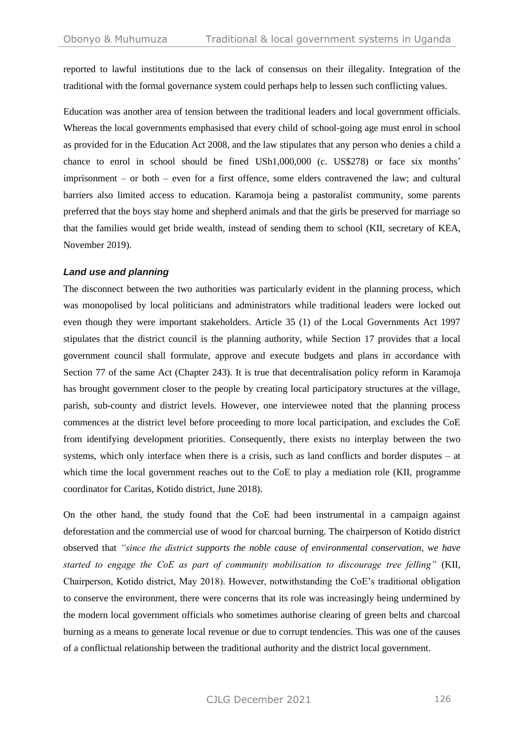reported to lawful institutions due to the lack of consensus on their illegality. Integration of the traditional with the formal governance system could perhaps help to lessen such conflicting values.

Education was another area of tension between the traditional leaders and local government officials. Whereas the local governments emphasised that every child of school-going age must enrol in school as provided for in the Education Act 2008, and the law stipulates that any person who denies a child a chance to enrol in school should be fined USh1,000,000 (c. US$278) or face six months' imprisonment – or both – even for a first offence, some elders contravened the law; and cultural barriers also limited access to education. Karamoja being a pastoralist community, some parents preferred that the boys stay home and shepherd animals and that the girls be preserved for marriage so that the families would get bride wealth, instead of sending them to school (KII, secretary of KEA, November 2019).

### *Land use and planning*

The disconnect between the two authorities was particularly evident in the planning process, which was monopolised by local politicians and administrators while traditional leaders were locked out even though they were important stakeholders. Article 35 (1) of the Local Governments Act 1997 stipulates that the district council is the planning authority, while Section 17 provides that a local government council shall formulate, approve and execute budgets and plans in accordance with Section 77 of the same Act (Chapter 243). It is true that decentralisation policy reform in Karamoja has brought government closer to the people by creating local participatory structures at the village, parish, sub-county and district levels. However, one interviewee noted that the planning process commences at the district level before proceeding to more local participation, and excludes the CoE from identifying development priorities. Consequently, there exists no interplay between the two systems, which only interface when there is a crisis, such as land conflicts and border disputes – at which time the local government reaches out to the CoE to play a mediation role (KII, programme coordinator for Caritas, Kotido district, June 2018).

On the other hand, the study found that the CoE had been instrumental in a campaign against deforestation and the commercial use of wood for charcoal burning. The chairperson of Kotido district observed that *"since the district supports the noble cause of environmental conservation, we have started to engage the CoE as part of community mobilisation to discourage tree felling"* (KII, Chairperson, Kotido district, May 2018). However, notwithstanding the CoE's traditional obligation to conserve the environment, there were concerns that its role was increasingly being undermined by the modern local government officials who sometimes authorise clearing of green belts and charcoal burning as a means to generate local revenue or due to corrupt tendencies. This was one of the causes of a conflictual relationship between the traditional authority and the district local government.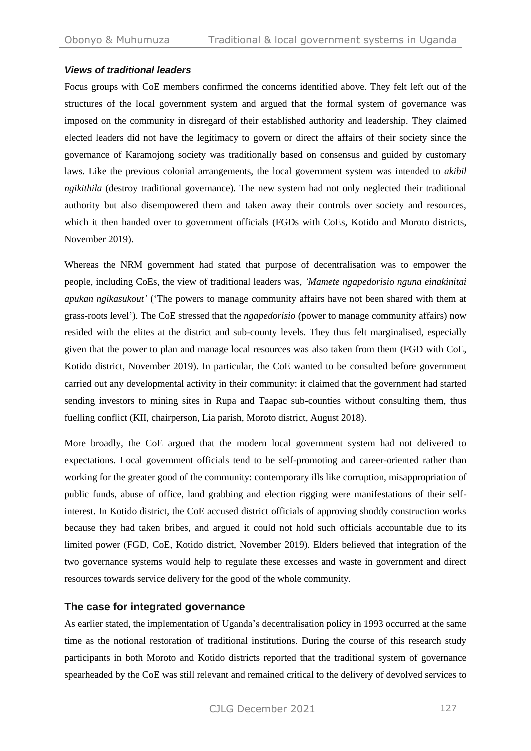### *Views of traditional leaders*

Focus groups with CoE members confirmed the concerns identified above. They felt left out of the structures of the local government system and argued that the formal system of governance was imposed on the community in disregard of their established authority and leadership. They claimed elected leaders did not have the legitimacy to govern or direct the affairs of their society since the governance of Karamojong society was traditionally based on consensus and guided by customary laws. Like the previous colonial arrangements, the local government system was intended to *akibil ngikithila* (destroy traditional governance). The new system had not only neglected their traditional authority but also disempowered them and taken away their controls over society and resources, which it then handed over to government officials (FGDs with CoEs, Kotido and Moroto districts, November 2019).

Whereas the NRM government had stated that purpose of decentralisation was to empower the people, including CoEs, the view of traditional leaders was, *'Mamete ngapedorisio nguna einakinitai apukan ngikasukout'* ('The powers to manage community affairs have not been shared with them at grass-roots level'). The CoE stressed that the *ngapedorisio* (power to manage community affairs) now resided with the elites at the district and sub-county levels. They thus felt marginalised, especially given that the power to plan and manage local resources was also taken from them (FGD with CoE, Kotido district, November 2019). In particular, the CoE wanted to be consulted before government carried out any developmental activity in their community: it claimed that the government had started sending investors to mining sites in Rupa and Taapac sub-counties without consulting them, thus fuelling conflict (KII, chairperson, Lia parish, Moroto district, August 2018).

More broadly, the CoE argued that the modern local government system had not delivered to expectations. Local government officials tend to be self-promoting and career-oriented rather than working for the greater good of the community: contemporary ills like corruption, misappropriation of public funds, abuse of office, land grabbing and election rigging were manifestations of their self-interest. In Kotido district, the CoE accused district officials of approving shoddy construction works because they had taken bribes, and argued it could not hold such officials accountable due to its limited power (FGD, CoE, Kotido district, November 2019). Elders believed that integration of the two governance systems would help to regulate these excesses and waste in government and direct resources towards service delivery for the good of the whole community.

## The case for integrated governance

As earlier stated, the implementation of Uganda's decentralisation policy in 1993 occurred at the same time as the notional restoration of traditional institutions. During the course of this research study participants in both Moroto and Kotido districts reported that the traditional system of governance spearheaded by the CoE was still relevant and remained critical to the delivery of devolved services to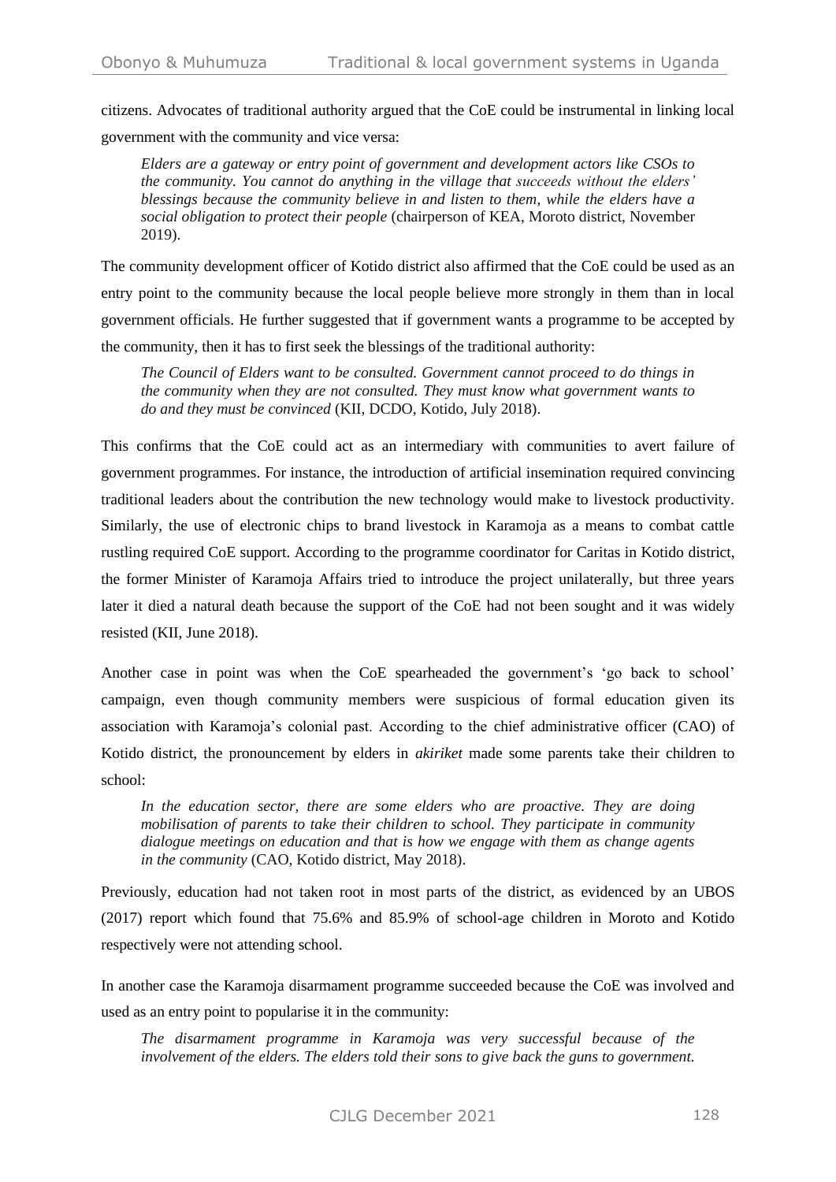citizens. Advocates of traditional authority argued that the CoE could be instrumental in linking local government with the community and vice versa:

> *Elders are a gateway or entry point of government and development actors like CSOs to the community. You cannot do anything in the village that succeeds without the elders' blessings because the community believe in and listen to them, while the elders have a social obligation to protect their people* (chairperson of KEA, Moroto district, November 2019).

The community development officer of Kotido district also affirmed that the CoE could be used as an entry point to the community because the local people believe more strongly in them than in local government officials. He further suggested that if government wants a programme to be accepted by the community, then it has to first seek the blessings of the traditional authority:

> *The Council of Elders want to be consulted. Government cannot proceed to do things in the community when they are not consulted. They must know what government wants to do and they must be convinced* (KII, DCDO, Kotido, July 2018).

This confirms that the CoE could act as an intermediary with communities to avert failure of government programmes. For instance, the introduction of artificial insemination required convincing traditional leaders about the contribution the new technology would make to livestock productivity. Similarly, the use of electronic chips to brand livestock in Karamoja as a means to combat cattle rustling required CoE support. According to the programme coordinator for Caritas in Kotido district, the former Minister of Karamoja Affairs tried to introduce the project unilaterally, but three years later it died a natural death because the support of the CoE had not been sought and it was widely resisted (KII, June 2018).

Another case in point was when the CoE spearheaded the government's 'go back to school' campaign, even though community members were suspicious of formal education given its association with Karamoja's colonial past. According to the chief administrative officer (CAO) of Kotido district, the pronouncement by elders in *akiriket* made some parents take their children to school:

> *In the education sector, there are some elders who are proactive. They are doing mobilisation of parents to take their children to school. They participate in community dialogue meetings on education and that is how we engage with them as change agents in the community* (CAO, Kotido district, May 2018).

Previously, education had not taken root in most parts of the district, as evidenced by an UBOS (2017) report which found that 75.6% and 85.9% of school-age children in Moroto and Kotido respectively were not attending school.

In another case the Karamoja disarmament programme succeeded because the CoE was involved and used as an entry point to popularise it in the community:

> *The disarmament programme in Karamoja was very successful because of the involvement of the elders. The elders told their sons to give back the guns to government.*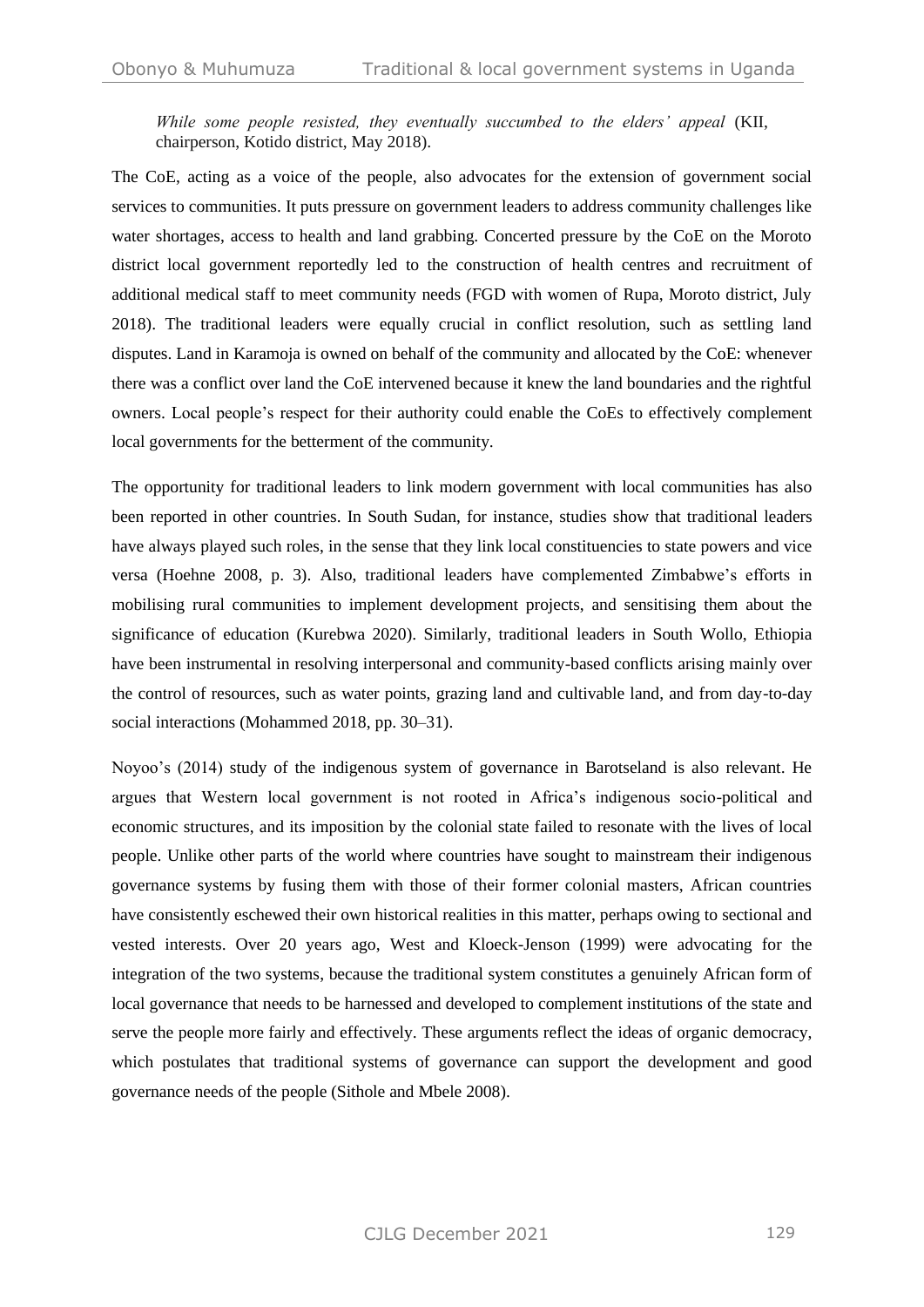> *While some people resisted, they eventually succumbed to the elders' appeal* (KII, chairperson, Kotido district, May 2018).

The CoE, acting as a voice of the people, also advocates for the extension of government social services to communities. It puts pressure on government leaders to address community challenges like water shortages, access to health and land grabbing. Concerted pressure by the CoE on the Moroto district local government reportedly led to the construction of health centres and recruitment of additional medical staff to meet community needs (FGD with women of Rupa, Moroto district, July 2018). The traditional leaders were equally crucial in conflict resolution, such as settling land disputes. Land in Karamoja is owned on behalf of the community and allocated by the CoE: whenever there was a conflict over land the CoE intervened because it knew the land boundaries and the rightful owners. Local people's respect for their authority could enable the CoEs to effectively complement local governments for the betterment of the community.

The opportunity for traditional leaders to link modern government with local communities has also been reported in other countries. In South Sudan, for instance, studies show that traditional leaders have always played such roles, in the sense that they link local constituencies to state powers and vice versa (Hoehne 2008, p. 3). Also, traditional leaders have complemented Zimbabwe's efforts in mobilising rural communities to implement development projects, and sensitising them about the significance of education (Kurebwa 2020). Similarly, traditional leaders in South Wollo, Ethiopia have been instrumental in resolving interpersonal and community-based conflicts arising mainly over the control of resources, such as water points, grazing land and cultivable land, and from day-to-day social interactions (Mohammed 2018, pp. 30–31).

Noyoo's (2014) study of the indigenous system of governance in Barotseland is also relevant. He argues that Western local government is not rooted in Africa's indigenous socio-political and economic structures, and its imposition by the colonial state failed to resonate with the lives of local people. Unlike other parts of the world where countries have sought to mainstream their indigenous governance systems by fusing them with those of their former colonial masters, African countries have consistently eschewed their own historical realities in this matter, perhaps owing to sectional and vested interests. Over 20 years ago, West and Kloeck-Jenson (1999) were advocating for the integration of the two systems, because the traditional system constitutes a genuinely African form of local governance that needs to be harnessed and developed to complement institutions of the state and serve the people more fairly and effectively. These arguments reflect the ideas of organic democracy, which postulates that traditional systems of governance can support the development and good governance needs of the people (Sithole and Mbele 2008).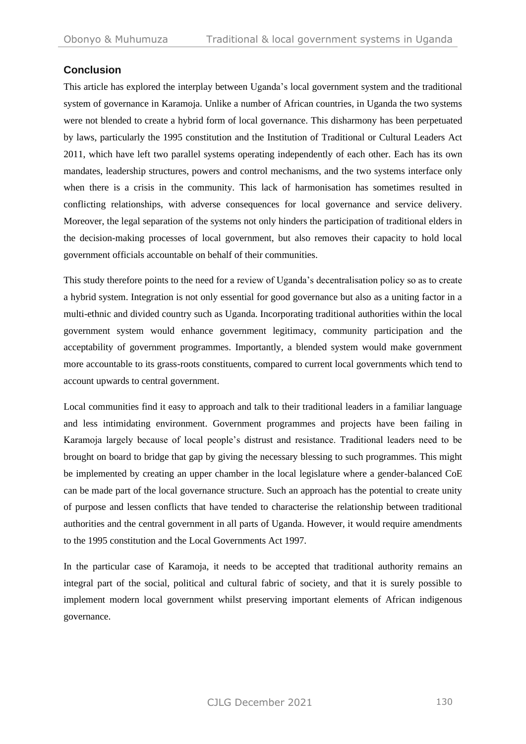## Conclusion

This article has explored the interplay between Uganda's local government system and the traditional system of governance in Karamoja. Unlike a number of African countries, in Uganda the two systems were not blended to create a hybrid form of local governance. This disharmony has been perpetuated by laws, particularly the 1995 constitution and the Institution of Traditional or Cultural Leaders Act 2011, which have left two parallel systems operating independently of each other. Each has its own mandates, leadership structures, powers and control mechanisms, and the two systems interface only when there is a crisis in the community. This lack of harmonisation has sometimes resulted in conflicting relationships, with adverse consequences for local governance and service delivery. Moreover, the legal separation of the systems not only hinders the participation of traditional elders in the decision-making processes of local government, but also removes their capacity to hold local government officials accountable on behalf of their communities.

This study therefore points to the need for a review of Uganda's decentralisation policy so as to create a hybrid system. Integration is not only essential for good governance but also as a uniting factor in a multi-ethnic and divided country such as Uganda. Incorporating traditional authorities within the local government system would enhance government legitimacy, community participation and the acceptability of government programmes. Importantly, a blended system would make government more accountable to its grass-roots constituents, compared to current local governments which tend to account upwards to central government.

Local communities find it easy to approach and talk to their traditional leaders in a familiar language and less intimidating environment. Government programmes and projects have been failing in Karamoja largely because of local people's distrust and resistance. Traditional leaders need to be brought on board to bridge that gap by giving the necessary blessing to such programmes. This might be implemented by creating an upper chamber in the local legislature where a gender-balanced CoE can be made part of the local governance structure. Such an approach has the potential to create unity of purpose and lessen conflicts that have tended to characterise the relationship between traditional authorities and the central government in all parts of Uganda. However, it would require amendments to the 1995 constitution and the Local Governments Act 1997.

In the particular case of Karamoja, it needs to be accepted that traditional authority remains an integral part of the social, political and cultural fabric of society, and that it is surely possible to implement modern local government whilst preserving important elements of African indigenous governance.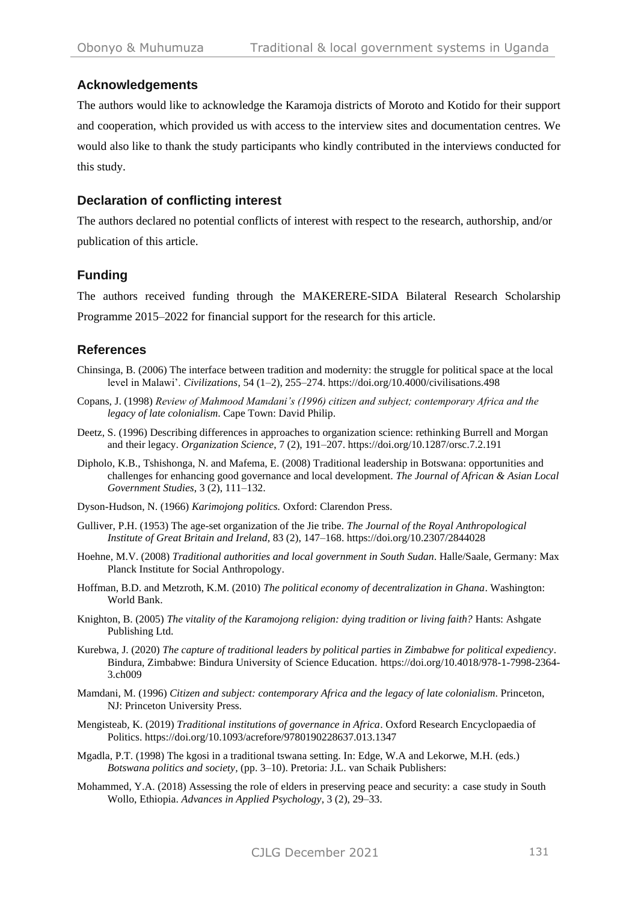## Acknowledgements

The authors would like to acknowledge the Karamoja districts of Moroto and Kotido for their support and cooperation, which provided us with access to the interview sites and documentation centres. We would also like to thank the study participants who kindly contributed in the interviews conducted for this study.

## Declaration of conflicting interest

The authors declared no potential conflicts of interest with respect to the research, authorship, and/or publication of this article.

## Funding

The authors received funding through the MAKERERE-SIDA Bilateral Research Scholarship Programme 2015–2022 for financial support for the research for this article.

## References

Chinsinga, B. (2006) The interface between tradition and modernity: the struggle for political space at the local level in Malawi'. *Civilizations*, 54 (1–2), 255–274. https://doi.org/10.4000/civilisations.498

Copans, J. (1998) *Review of Mahmood Mamdani's (1996) citizen and subject; contemporary Africa and the legacy of late colonialism*. Cape Town: David Philip.

Deetz, S. (1996) Describing differences in approaches to organization science: rethinking Burrell and Morgan and their legacy. *Organization Science*, 7 (2), 191–207. https://doi.org/10.1287/orsc.7.2.191

Dipholo, K.B., Tshishonga, N. and Mafema, E. (2008) Traditional leadership in Botswana: opportunities and challenges for enhancing good governance and local development. *The Journal of African & Asian Local Government Studies*, 3 (2), 111–132.

Dyson-Hudson, N. (1966) *Karimojong politics.* Oxford: Clarendon Press.

Gulliver, P.H. (1953) The age-set organization of the Jie tribe. *The Journal of the Royal Anthropological Institute of Great Britain and Ireland*, 83 (2), 147–168. https://doi.org/10.2307/2844028

Hoehne, M.V. (2008) *Traditional authorities and local government in South Sudan*. Halle/Saale, Germany: Max Planck Institute for Social Anthropology.

Hoffman, B.D. and Metzroth, K.M. (2010) *The political economy of decentralization in Ghana*. Washington: World Bank.

Knighton, B. (2005) *The vitality of the Karamojong religion: dying tradition or living faith?* Hants: Ashgate Publishing Ltd.

Kurebwa, J. (2020) *The capture of traditional leaders by political parties in Zimbabwe for political expediency*. Bindura, Zimbabwe: Bindura University of Science Education. https://doi.org/10.4018/978-1-7998-2364-3.ch009

Mamdani, M. (1996) *Citizen and subject: contemporary Africa and the legacy of late colonialism*. Princeton, NJ: Princeton University Press.

Mengisteab, K. (2019) *Traditional institutions of governance in Africa*. Oxford Research Encyclopaedia of Politics. https://doi.org/10.1093/acrefore/9780190228637.013.1347

Mgadla, P.T. (1998) The kgosi in a traditional tswana setting. In: Edge, W.A and Lekorwe, M.H. (eds.) *Botswana politics and society*, (pp. 3–10). Pretoria: J.L. van Schaik Publishers:

Mohammed, Y.A. (2018) Assessing the role of elders in preserving peace and security: a case study in South Wollo, Ethiopia. *Advances in Applied Psychology*, 3 (2), 29–33.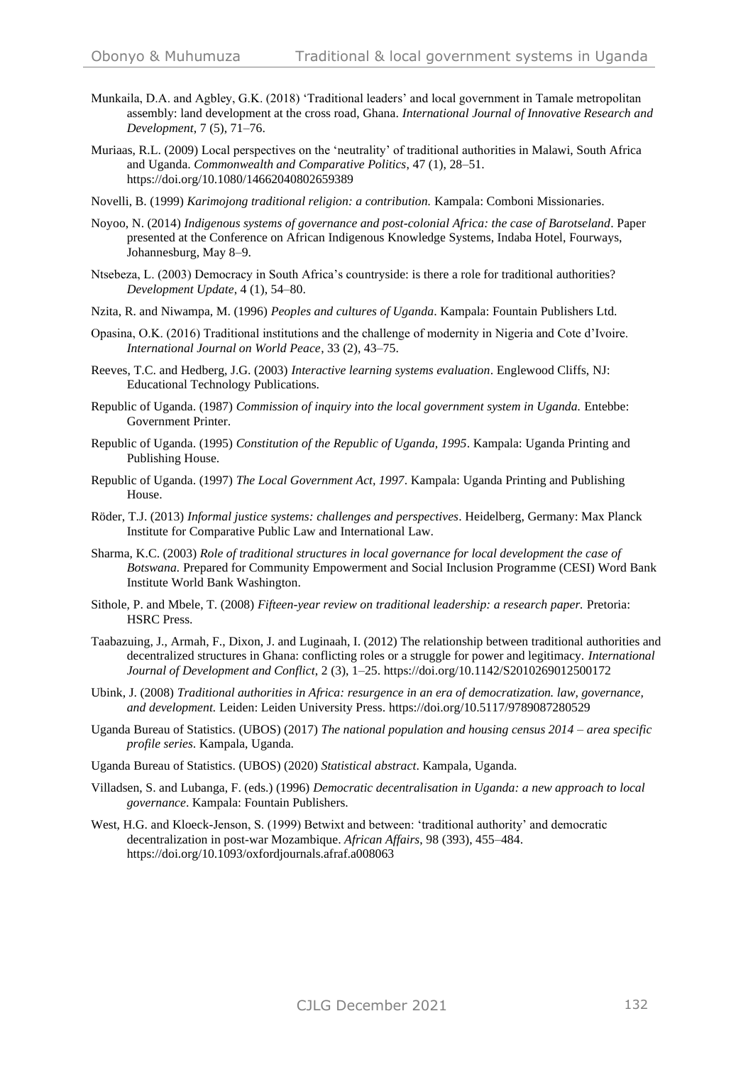Munkaila, D.A. and Agbley, G.K. (2018) 'Traditional leaders' and local government in Tamale metropolitan assembly: land development at the cross road, Ghana. *International Journal of Innovative Research and Development*, 7 (5), 71–76.

Muriaas, R.L. (2009) Local perspectives on the 'neutrality' of traditional authorities in Malawi, South Africa and Uganda. *Commonwealth and Comparative Politics*, 47 (1), 28–51. https://doi.org/10.1080/14662040802659389

Novelli, B. (1999) *Karimojong traditional religion: a contribution.* Kampala: Comboni Missionaries.

Noyoo, N. (2014) *Indigenous systems of governance and post-colonial Africa: the case of Barotseland*. Paper presented at the Conference on African Indigenous Knowledge Systems, Indaba Hotel, Fourways, Johannesburg, May 8–9.

Ntsebeza, L. (2003) Democracy in South Africa's countryside: is there a role for traditional authorities? *Development Update*, 4 (1), 54–80.

Nzita, R. and Niwampa, M. (1996) *Peoples and cultures of Uganda*. Kampala: Fountain Publishers Ltd.

Opasina, O.K. (2016) Traditional institutions and the challenge of modernity in Nigeria and Cote d'Ivoire. *International Journal on World Peace*, 33 (2), 43–75.

Reeves, T.C. and Hedberg, J.G. (2003) *Interactive learning systems evaluation*. Englewood Cliffs, NJ: Educational Technology Publications.

Republic of Uganda. (1987) *Commission of inquiry into the local government system in Uganda.* Entebbe: Government Printer.

Republic of Uganda. (1995) *Constitution of the Republic of Uganda, 1995*. Kampala: Uganda Printing and Publishing House.

Republic of Uganda. (1997) *The Local Government Act, 1997*. Kampala: Uganda Printing and Publishing House.

Röder, T.J. (2013) *Informal justice systems: challenges and perspectives*. Heidelberg, Germany: Max Planck Institute for Comparative Public Law and International Law.

Sharma, K.C. (2003) *Role of traditional structures in local governance for local development the case of Botswana.* Prepared for Community Empowerment and Social Inclusion Programme (CESI) Word Bank Institute World Bank Washington.

Sithole, P. and Mbele, T. (2008) *Fifteen-year review on traditional leadership: a research paper.* Pretoria: HSRC Press.

Taabazuing, J., Armah, F., Dixon, J. and Luginaah, I. (2012) The relationship between traditional authorities and decentralized structures in Ghana: conflicting roles or a struggle for power and legitimacy. *International Journal of Development and Conflict*, 2 (3), 1–25. https://doi.org/10.1142/S2010269012500172

Ubink, J. (2008) *Traditional authorities in Africa: resurgence in an era of democratization. law, governance, and development.* Leiden: Leiden University Press. https://doi.org/10.5117/9789087280529

Uganda Bureau of Statistics. (UBOS) (2017) *The national population and housing census 2014 – area specific profile series*. Kampala, Uganda.

Uganda Bureau of Statistics. (UBOS) (2020) *Statistical abstract*. Kampala, Uganda.

Villadsen, S. and Lubanga, F. (eds.) (1996) *Democratic decentralisation in Uganda: a new approach to local governance*. Kampala: Fountain Publishers.

West, H.G. and Kloeck-Jenson, S. (1999) Betwixt and between: 'traditional authority' and democratic decentralization in post-war Mozambique. *African Affairs*, 98 (393), 455–484. https://doi.org/10.1093/oxfordjournals.afraf.a008063